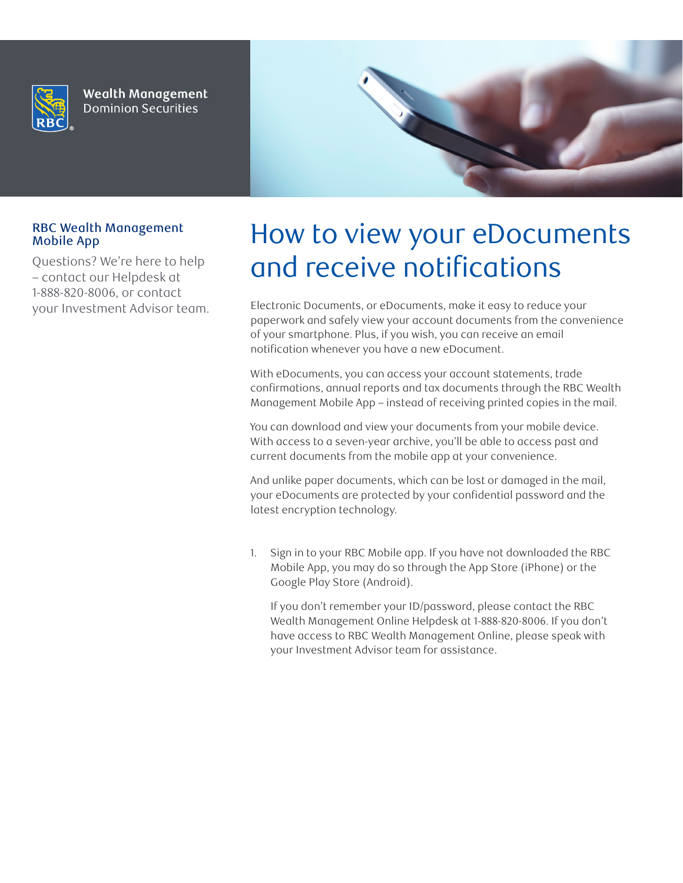Wealth Management
Dominion Securities

# How to view your eDocuments and receive notifications

**RBC Wealth Management Mobile App**

Questions? We're here to help – contact our Helpdesk at 1-888-820-8006, or contact your Investment Advisor team.

Electronic Documents, or eDocuments, make it easy to reduce your paperwork and safely view your account documents from the convenience of your smartphone. Plus, if you wish, you can receive an email notification whenever you have a new eDocument.

With eDocuments, you can access your account statements, trade confirmations, annual reports and tax documents through the RBC Wealth Management Mobile App – instead of receiving printed copies in the mail.

You can download and view your documents from your mobile device. With access to a seven-year archive, you'll be able to access past and current documents from the mobile app at your convenience.

And unlike paper documents, which can be lost or damaged in the mail, your eDocuments are protected by your confidential password and the latest encryption technology.

1. Sign in to your RBC Mobile app. If you have not downloaded the RBC Mobile App, you may do so through the App Store (iPhone) or the Google Play Store (Android).

   If you don't remember your ID/password, please contact the RBC Wealth Management Online Helpdesk at 1-888-820-8006. If you don't have access to RBC Wealth Management Online, please speak with your Investment Advisor team for assistance.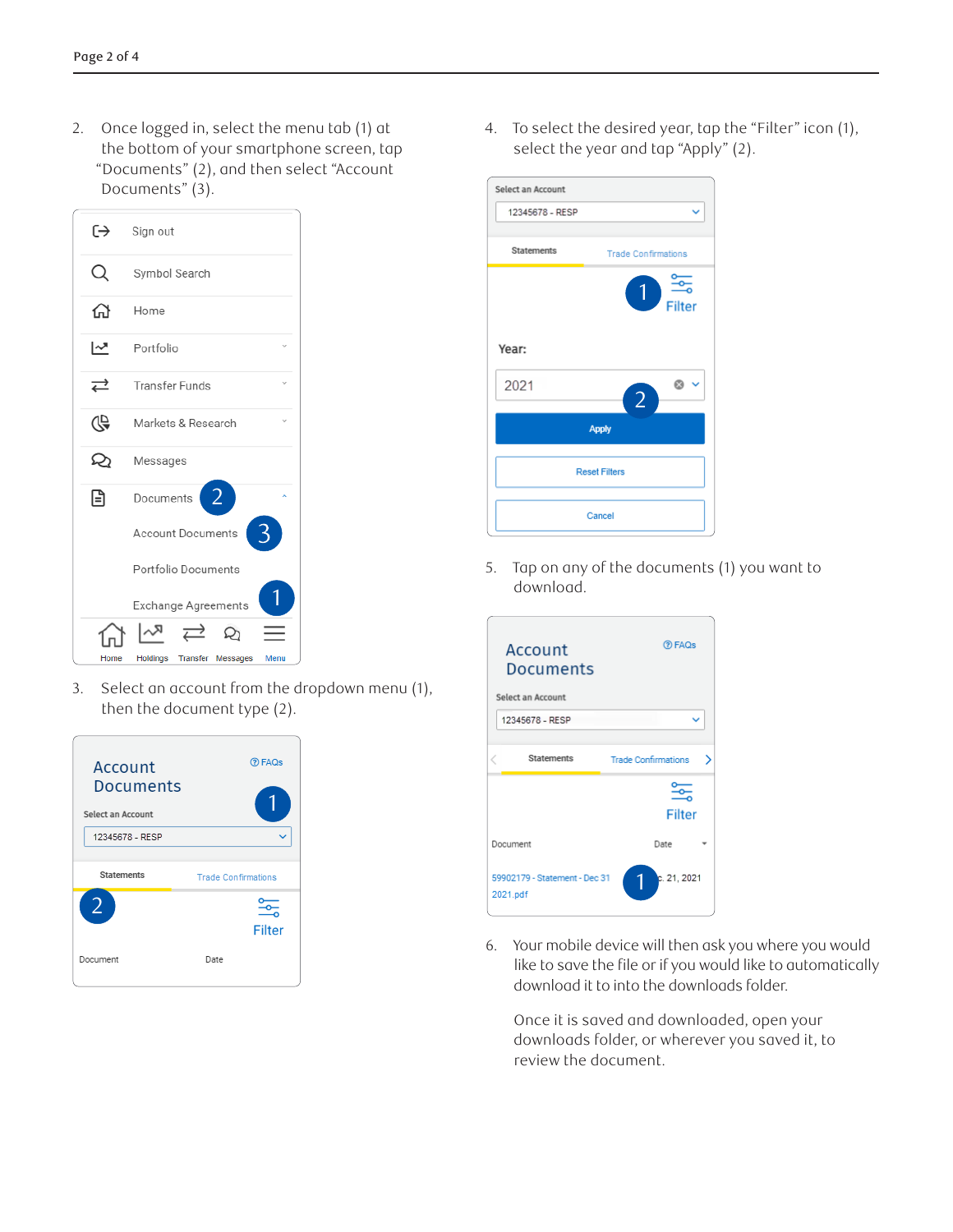2. Once logged in, select the menu tab (1) at the bottom of your smartphone screen, tap “Documents” (2), and then select “Account Documents” (3).

3. Select an account from the dropdown menu (1), then the document type (2).

4. To select the desired year, tap the “Filter” icon (1), select the year and tap “Apply” (2).

5. Tap on any of the documents (1) you want to download.

6. Your mobile device will then ask you where you would like to save the file or if you would like to automatically download it to into the downloads folder.

   Once it is saved and downloaded, open your downloads folder, or wherever you saved it, to review the document.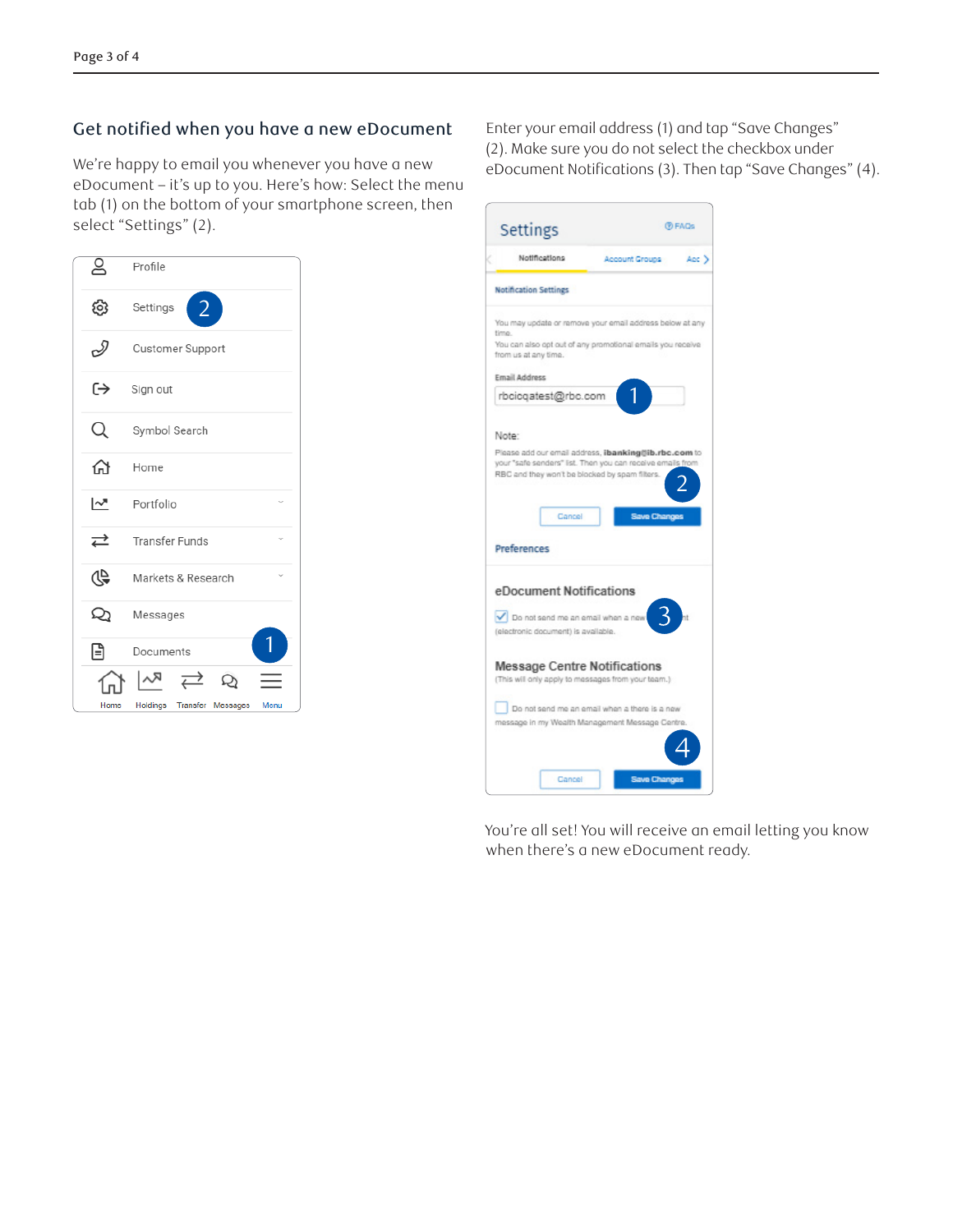## Get notified when you have a new eDocument

We're happy to email you whenever you have a new eDocument – it's up to you. Here's how: Select the menu tab (1) on the bottom of your smartphone screen, then select "Settings" (2).

Enter your email address (1) and tap "Save Changes" (2). Make sure you do not select the checkbox under eDocument Notifications (3). Then tap "Save Changes" (4).

You're all set! You will receive an email letting you know when there's a new eDocument ready.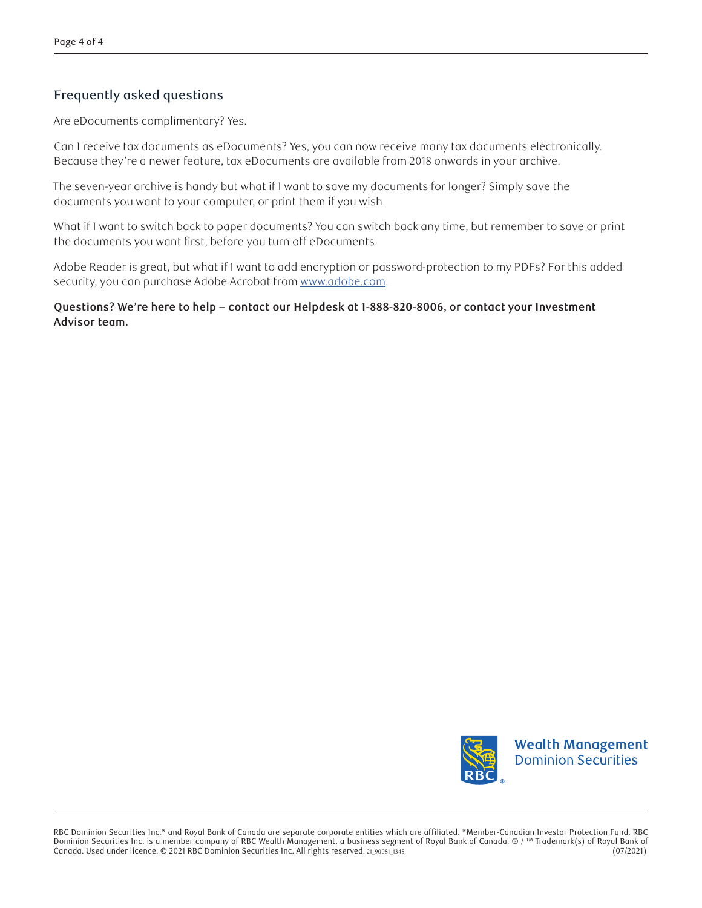## Frequently asked questions

Are eDocuments complimentary? Yes.

Can I receive tax documents as eDocuments? Yes, you can now receive many tax documents electronically. Because they're a newer feature, tax eDocuments are available from 2018 onwards in your archive.

The seven-year archive is handy but what if I want to save my documents for longer? Simply save the documents you want to your computer, or print them if you wish.

What if I want to switch back to paper documents? You can switch back any time, but remember to save or print the documents you want first, before you turn off eDocuments.

Adobe Reader is great, but what if I want to add encryption or password-protection to my PDFs? For this added security, you can purchase Adobe Acrobat from [www.adobe.com](http://www.adobe.com).

**Questions? We're here to help – contact our Helpdesk at 1-888-820-8006, or contact your Investment Advisor team.**

Wealth Management
Dominion Securities

RBC Dominion Securities Inc.* and Royal Bank of Canada are separate corporate entities which are affiliated. *Member-Canadian Investor Protection Fund. RBC Dominion Securities Inc. is a member company of RBC Wealth Management, a business segment of Royal Bank of Canada. ® / ™ Trademark(s) of Royal Bank of Canada. Used under licence. © 2021 RBC Dominion Securities Inc. All rights reserved. 21_90081_1345 (07/2021)